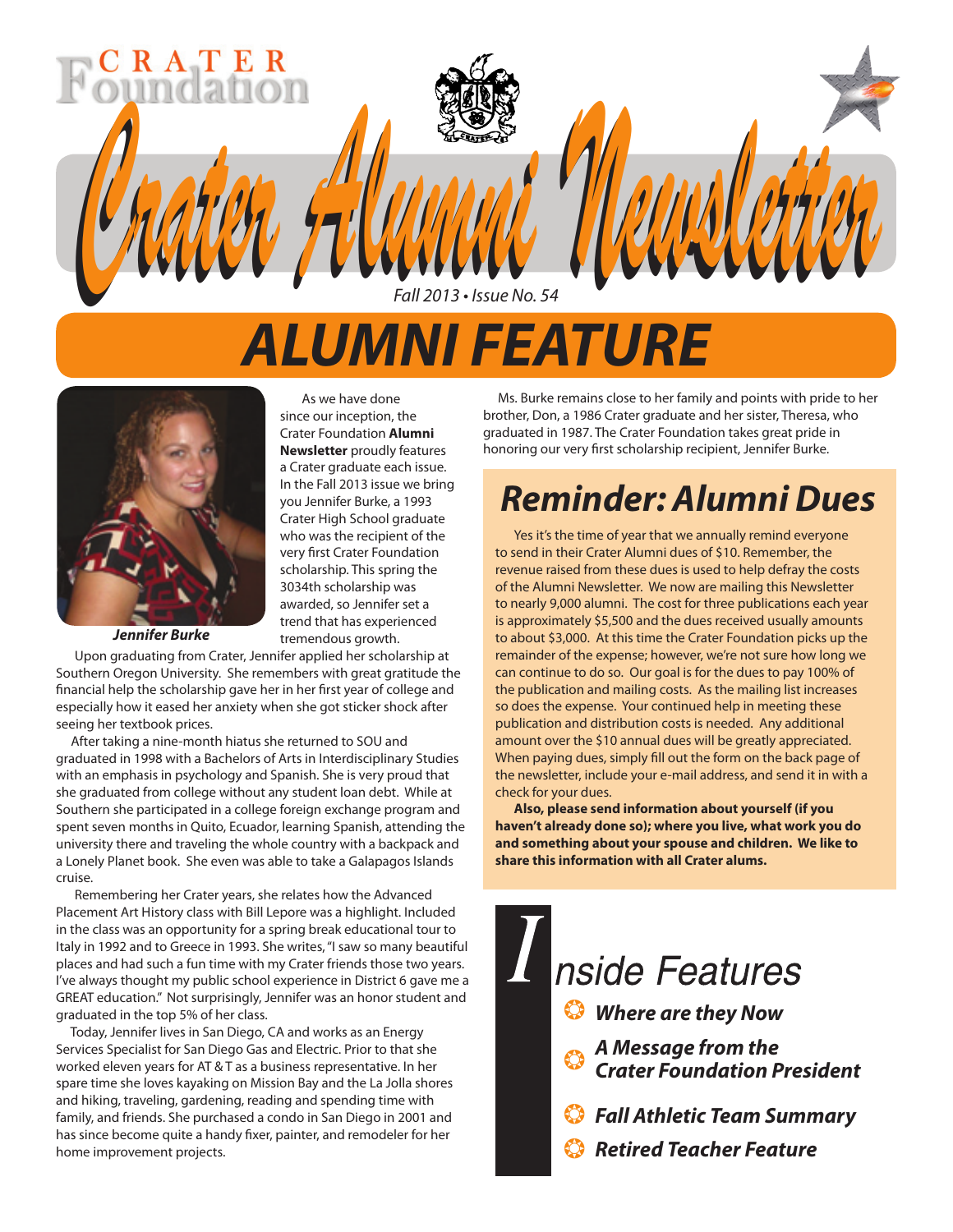CRATER Foundation

# Crater Alumni Newsletter

*Fall 2013 • Issue No. 54*

# ALUMNI FEATURE

***Jennifer Burke***

As we have done since our inception, the Crater Foundation **Alumni Newsletter** proudly features a Crater graduate each issue. In the Fall 2013 issue we bring you Jennifer Burke, a 1993 Crater High School graduate who was the recipient of the very first Crater Foundation scholarship. This spring the 3034th scholarship was awarded, so Jennifer set a trend that has experienced tremendous growth.

Upon graduating from Crater, Jennifer applied her scholarship at Southern Oregon University. She remembers with great gratitude the financial help the scholarship gave her in her first year of college and especially how it eased her anxiety when she got sticker shock after seeing her textbook prices.

After taking a nine-month hiatus she returned to SOU and graduated in 1998 with a Bachelors of Arts in Interdisciplinary Studies with an emphasis in psychology and Spanish. She is very proud that she graduated from college without any student loan debt. While at Southern she participated in a college foreign exchange program and spent seven months in Quito, Ecuador, learning Spanish, attending the university there and traveling the whole country with a backpack and a Lonely Planet book. She even was able to take a Galapagos Islands cruise.

Remembering her Crater years, she relates how the Advanced Placement Art History class with Bill Lepore was a highlight. Included in the class was an opportunity for a spring break educational tour to Italy in 1992 and to Greece in 1993. She writes, "I saw so many beautiful places and had such a fun time with my Crater friends those two years. I've always thought my public school experience in District 6 gave me a GREAT education." Not surprisingly, Jennifer was an honor student and graduated in the top 5% of her class.

Today, Jennifer lives in San Diego, CA and works as an Energy Services Specialist for San Diego Gas and Electric. Prior to that she worked eleven years for AT & T as a business representative. In her spare time she loves kayaking on Mission Bay and the La Jolla shores and hiking, traveling, gardening, reading and spending time with family, and friends. She purchased a condo in San Diego in 2001 and has since become quite a handy fixer, painter, and remodeler for her home improvement projects.

Ms. Burke remains close to her family and points with pride to her brother, Don, a 1986 Crater graduate and her sister, Theresa, who graduated in 1987. The Crater Foundation takes great pride in honoring our very first scholarship recipient, Jennifer Burke.

## Reminder: Alumni Dues

Yes it's the time of year that we annually remind everyone to send in their Crater Alumni dues of $10. Remember, the revenue raised from these dues is used to help defray the costs of the Alumni Newsletter. We now are mailing this Newsletter to nearly 9,000 alumni. The cost for three publications each year is approximately $5,500 and the dues received usually amounts to about $3,000. At this time the Crater Foundation picks up the remainder of the expense; however, we're not sure how long we can continue to do so. Our goal is for the dues to pay 100% of the publication and mailing costs. As the mailing list increases so does the expense. Your continued help in meeting these publication and distribution costs is needed. Any additional amount over the $10 annual dues will be greatly appreciated. When paying dues, simply fill out the form on the back page of the newsletter, include your e-mail address, and send it in with a check for your dues.

**Also, please send information about yourself (if you haven't already done so); where you live, what work you do and something about your spouse and children. We like to share this information with all Crater alums.**

## Inside Features

- ***Where are they Now***
- ***A Message from the Crater Foundation President***
- ***Fall Athletic Team Summary***
- ***Retired Teacher Feature***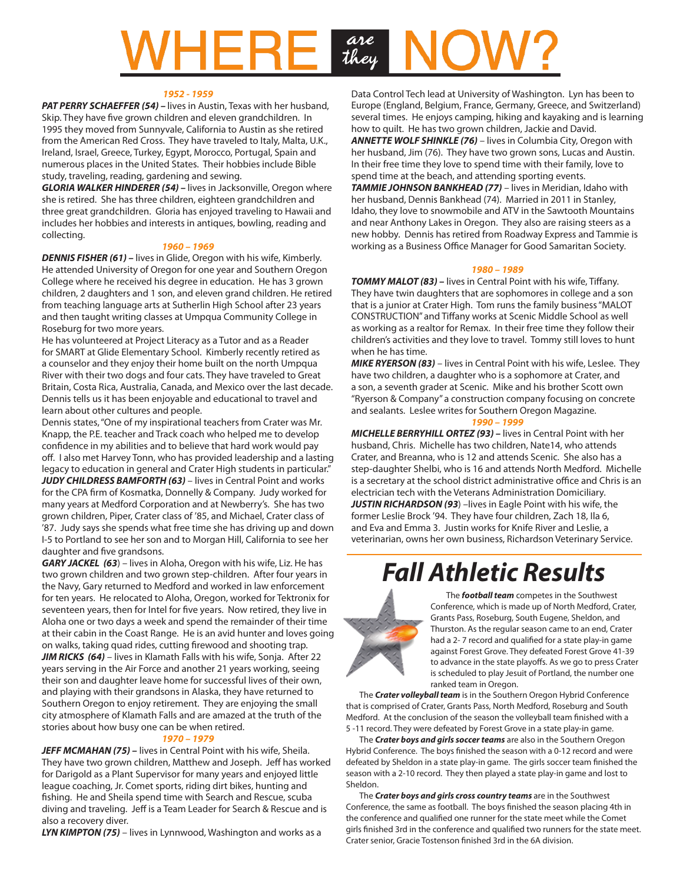# WHERE *are they* NOW?

***1952 - 1959***

***PAT PERRY SCHAEFFER (54) –*** lives in Austin, Texas with her husband, Skip. They have five grown children and eleven grandchildren. In 1995 they moved from Sunnyvale, California to Austin as she retired from the American Red Cross. They have traveled to Italy, Malta, U.K., Ireland, Israel, Greece, Turkey, Egypt, Morocco, Portugal, Spain and numerous places in the United States. Their hobbies include Bible study, traveling, reading, gardening and sewing.

***GLORIA WALKER HINDERER (54) –*** lives in Jacksonville, Oregon where she is retired. She has three children, eighteen grandchildren and three great grandchildren. Gloria has enjoyed traveling to Hawaii and includes her hobbies and interests in antiques, bowling, reading and collecting.

***1960 – 1969***

***DENNIS FISHER (61) –*** lives in Glide, Oregon with his wife, Kimberly. He attended University of Oregon for one year and Southern Oregon College where he received his degree in education. He has 3 grown children, 2 daughters and 1 son, and eleven grand children. He retired from teaching language arts at Sutherlin High School after 23 years and then taught writing classes at Umpqua Community College in Roseburg for two more years.

He has volunteered at Project Literacy as a Tutor and as a Reader for SMART at Glide Elementary School. Kimberly recently retired as a counselor and they enjoy their home built on the north Umpqua River with their two dogs and four cats. They have traveled to Great Britain, Costa Rica, Australia, Canada, and Mexico over the last decade. Dennis tells us it has been enjoyable and educational to travel and learn about other cultures and people.

Dennis states, "One of my inspirational teachers from Crater was Mr. Knapp, the P.E. teacher and Track coach who helped me to develop confidence in my abilities and to believe that hard work would pay off. I also met Harvey Tonn, who has provided leadership and a lasting legacy to education in general and Crater High students in particular."

***JUDY CHILDRESS BAMFORTH (63)*** – lives in Central Point and works for the CPA firm of Kosmatka, Donnelly & Company. Judy worked for many years at Medford Corporation and at Newberry's. She has two grown children, Piper, Crater class of '85, and Michael, Crater class of '87. Judy says she spends what free time she has driving up and down I-5 to Portland to see her son and to Morgan Hill, California to see her daughter and five grandsons.

***GARY JACKEL (63)*** – lives in Aloha, Oregon with his wife, Liz. He has two grown children and two grown step-children. After four years in the Navy, Gary returned to Medford and worked in law enforcement for ten years. He relocated to Aloha, Oregon, worked for Tektronix for seventeen years, then for Intel for five years. Now retired, they live in Aloha one or two days a week and spend the remainder of their time at their cabin in the Coast Range. He is an avid hunter and loves going on walks, taking quad rides, cutting firewood and shooting trap.

***JIM RICKS (64)*** – lives in Klamath Falls with his wife, Sonja. After 22 years serving in the Air Force and another 21 years working, seeing their son and daughter leave home for successful lives of their own, and playing with their grandsons in Alaska, they have returned to Southern Oregon to enjoy retirement. They are enjoying the small city atmosphere of Klamath Falls and are amazed at the truth of the stories about how busy one can be when retired.

***1970 – 1979***

***JEFF MCMAHAN (75) –*** lives in Central Point with his wife, Sheila. They have two grown children, Matthew and Joseph. Jeff has worked for Darigold as a Plant Supervisor for many years and enjoyed little league coaching, Jr. Comet sports, riding dirt bikes, hunting and fishing. He and Sheila spend time with Search and Rescue, scuba diving and traveling. Jeff is a Team Leader for Search & Rescue and is also a recovery diver.

***LYN KIMPTON (75)*** – lives in Lynnwood, Washington and works as a Data Control Tech lead at University of Washington. Lyn has been to Europe (England, Belgium, France, Germany, Greece, and Switzerland) several times. He enjoys camping, hiking and kayaking and is learning how to quilt. He has two grown children, Jackie and David.

***ANNETTE WOLF SHINKLE (76)*** – lives in Columbia City, Oregon with her husband, Jim (76). They have two grown sons, Lucas and Austin. In their free time they love to spend time with their family, love to spend time at the beach, and attending sporting events.

***TAMMIE JOHNSON BANKHEAD (77)*** – lives in Meridian, Idaho with her husband, Dennis Bankhead (74). Married in 2011 in Stanley, Idaho, they love to snowmobile and ATV in the Sawtooth Mountains and near Anthony Lakes in Oregon. They also are raising steers as a new hobby. Dennis has retired from Roadway Express and Tammie is working as a Business Office Manager for Good Samaritan Society.

***1980 – 1989***

***TOMMY MALOT (83) –*** lives in Central Point with his wife, Tiffany. They have twin daughters that are sophomores in college and a son that is a junior at Crater High. Tom runs the family business "MALOT CONSTRUCTION" and Tiffany works at Scenic Middle School as well as working as a realtor for Remax. In their free time they follow their children's activities and they love to travel. Tommy still loves to hunt when he has time.

***MIKE RYERSON (83)*** – lives in Central Point with his wife, Leslee. They have two children, a daughter who is a sophomore at Crater, and a son, a seventh grader at Scenic. Mike and his brother Scott own "Ryerson & Company" a construction company focusing on concrete and sealants. Leslee writes for Southern Oregon Magazine.

***1990 – 1999***

***MICHELLE BERRYHILL ORTEZ (93) –*** lives in Central Point with her husband, Chris. Michelle has two children, Nate14, who attends Crater, and Breanna, who is 12 and attends Scenic. She also has a step-daughter Shelbi, who is 16 and attends North Medford. Michelle is a secretary at the school district administrative office and Chris is an electrician tech with the Veterans Administration Domiciliary.

***JUSTIN RICHARDSON (93)*** –lives in Eagle Point with his wife, the former Leslie Brock '94. They have four children, Zach 18, Ila 6, and Eva and Emma 3. Justin works for Knife River and Leslie, a veterinarian, owns her own business, Richardson Veterinary Service.

# Fall Athletic Results

The ***football team*** competes in the Southwest Conference, which is made up of North Medford, Crater, Grants Pass, Roseburg, South Eugene, Sheldon, and Thurston. As the regular season came to an end, Crater had a 2- 7 record and qualified for a state play-in game against Forest Grove. They defeated Forest Grove 41-39 to advance in the state playoffs. As we go to press Crater is scheduled to play Jesuit of Portland, the number one ranked team in Oregon.

The ***Crater volleyball team*** is in the Southern Oregon Hybrid Conference that is comprised of Crater, Grants Pass, North Medford, Roseburg and South Medford. At the conclusion of the season the volleyball team finished with a 5 -11 record. They were defeated by Forest Grove in a state play-in game.

The ***Crater boys and girls soccer teams*** are also in the Southern Oregon Hybrid Conference. The boys finished the season with a 0-12 record and were defeated by Sheldon in a state play-in game. The girls soccer team finished the season with a 2-10 record. They then played a state play-in game and lost to Sheldon.

The ***Crater boys and girls cross country teams*** are in the Southwest Conference, the same as football. The boys finished the season placing 4th in the conference and qualified one runner for the state meet while the Comet girls finished 3rd in the conference and qualified two runners for the state meet. Crater senior, Gracie Tostenson finished 3rd in the 6A division.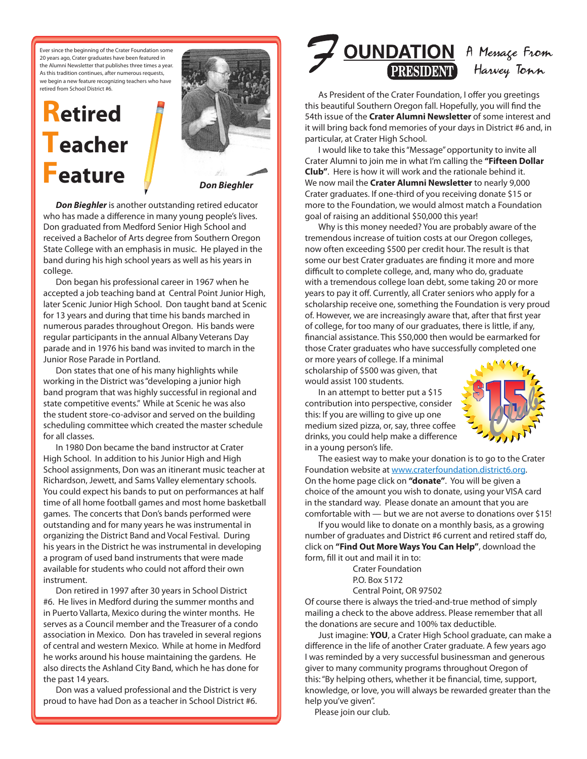Ever since the beginning of the Crater Foundation some 20 years ago, Crater graduates have been featured in the Alumni Newsletter that publishes three times a year. As this tradition continues, after numerous requests, we begin a new feature recognizing teachers who have retired from School District #6.

# Retired Teacher Feature

***Don Bieghler***

***Don Bieghler*** is another outstanding retired educator who has made a difference in many young people's lives. Don graduated from Medford Senior High School and received a Bachelor of Arts degree from Southern Oregon State College with an emphasis in music. He played in the band during his high school years as well as his years in college.

Don began his professional career in 1967 when he accepted a job teaching band at Central Point Junior High, later Scenic Junior High School. Don taught band at Scenic for 13 years and during that time his bands marched in numerous parades throughout Oregon. His bands were regular participants in the annual Albany Veterans Day parade and in 1976 his band was invited to march in the Junior Rose Parade in Portland.

Don states that one of his many highlights while working in the District was "developing a junior high band program that was highly successful in regional and state competitive events." While at Scenic he was also the student store-co-advisor and served on the building scheduling committee which created the master schedule for all classes.

In 1980 Don became the band instructor at Crater High School. In addition to his Junior High and High School assignments, Don was an itinerant music teacher at Richardson, Jewett, and Sams Valley elementary schools. You could expect his bands to put on performances at half time of all home football games and most home basketball games. The concerts that Don's bands performed were outstanding and for many years he was instrumental in organizing the District Band and Vocal Festival. During his years in the District he was instrumental in developing a program of used band instruments that were made available for students who could not afford their own instrument.

Don retired in 1997 after 30 years in School District #6. He lives in Medford during the summer months and in Puerto Vallarta, Mexico during the winter months. He serves as a Council member and the Treasurer of a condo association in Mexico. Don has traveled in several regions of central and western Mexico. While at home in Medford he works around his house maintaining the gardens. He also directs the Ashland City Band, which he has done for the past 14 years.

Don was a valued professional and the District is very proud to have had Don as a teacher in School District #6.

# Foundation President

## A Message From Harvey Tonn

As President of the Crater Foundation, I offer you greetings this beautiful Southern Oregon fall. Hopefully, you will find the 54th issue of the **Crater Alumni Newsletter** of some interest and it will bring back fond memories of your days in District #6 and, in particular, at Crater High School.

I would like to take this "Message" opportunity to invite all Crater Alumni to join me in what I'm calling the **"Fifteen Dollar Club"**. Here is how it will work and the rationale behind it. We now mail the **Crater Alumni Newsletter** to nearly 9,000 Crater graduates. If one-third of you receiving donate $15 or more to the Foundation, we would almost match a Foundation goal of raising an additional $50,000 this year!

Why is this money needed? You are probably aware of the tremendous increase of tuition costs at our Oregon colleges, now often exceeding $500 per credit hour. The result is that some our best Crater graduates are finding it more and more difficult to complete college, and, many who do, graduate with a tremendous college loan debt, some taking 20 or more years to pay it off. Currently, all Crater seniors who apply for a scholarship receive one, something the Foundation is very proud of. However, we are increasingly aware that, after that first year of college, for too many of our graduates, there is little, if any, financial assistance. This $50,000 then would be earmarked for those Crater graduates who have successfully completed one or more years of college. If a minimal scholarship of $500 was given, that would assist 100 students.

In an attempt to better put a $15 contribution into perspective, consider this: If you are willing to give up one medium sized pizza, or, say, three coffee drinks, you could help make a difference in a young person's life.

The easiest way to make your donation is to go to the Crater Foundation website at www.craterfoundation.district6.org. On the home page click on **"donate"**. You will be given a choice of the amount you wish to donate, using your VISA card in the standard way. Please donate an amount that you are comfortable with — but we are not averse to donations over $15!

If you would like to donate on a monthly basis, as a growing number of graduates and District #6 current and retired staff do, click on **"Find Out More Ways You Can Help"**, download the form, fill it out and mail it in to:

Crater Foundation
P.O. Box 5172
Central Point, OR 97502

Of course there is always the tried-and-true method of simply mailing a check to the above address. Please remember that all the donations are secure and 100% tax deductible.

Just imagine: **YOU**, a Crater High School graduate, can make a difference in the life of another Crater graduate. A few years ago I was reminded by a very successful businessman and generous giver to many community programs throughout Oregon of this: "By helping others, whether it be financial, time, support, knowledge, or love, you will always be rewarded greater than the help you've given".

Please join our club.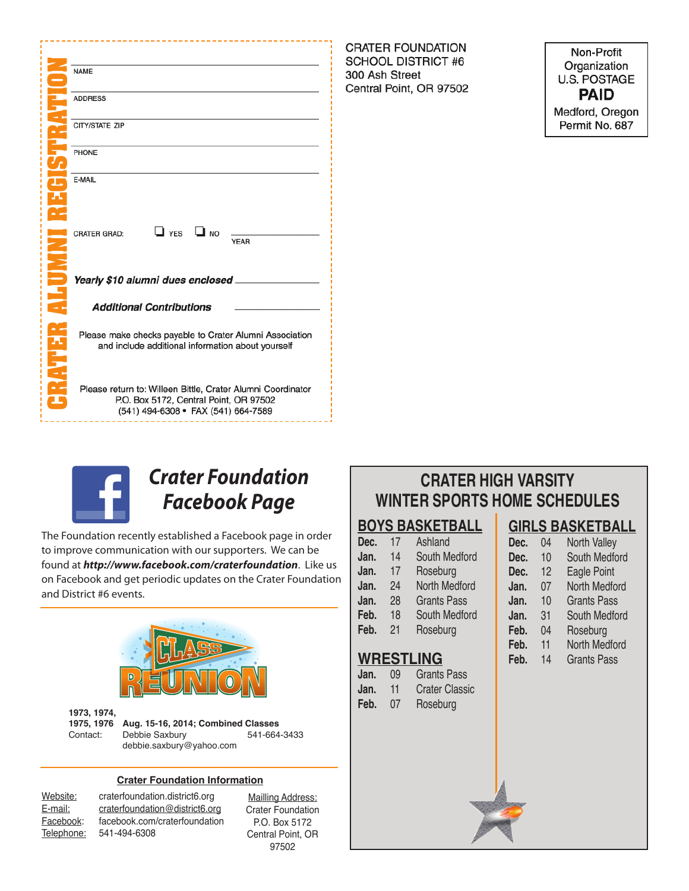## CRATER ALUMNI REGISTRATION

NAME

ADDRESS

CITY/STATE ZIP

PHONE

E-MAIL

CRATER GRAD: ❑ YES ❑ NO YEAR

***Yearly $10 alumni dues enclosed***

***Additional Contributions***

Please make checks payable to Crater Alumni Association and include additional information about yourself

Please return to: Willeen Bittle, Crater Alumni Coordinator
P.O. Box 5172, Central Point, OR 97502
(541) 494-6308 • FAX (541) 664-7589

CRATER FOUNDATION
SCHOOL DISTRICT #6
300 Ash Street
Central Point, OR 97502

Non-Profit
Organization
U.S. POSTAGE
**PAID**
Medford, Oregon
Permit No. 687

## *Crater Foundation Facebook Page*

The Foundation recently established a Facebook page in order to improve communication with our supporters. We can be found at ***http://www.facebook.com/craterfoundation***. Like us on Facebook and get periodic updates on the Crater Foundation and District #6 events.

## CLASS REUNION

**1973, 1974, 1975, 1976** **Aug. 15-16, 2014; Combined Classes**
Contact: Debbie Saxbury 541-664-3433
debbie.saxbury@yahoo.com

### Crater Foundation Information

Website: craterfoundation.district6.org
E-mail: craterfoundation@district6.org
Facebook: facebook.com/craterfoundation
Telephone: 541-494-6308

Mailling Address:
Crater Foundation
P.O. Box 5172
Central Point, OR
97502

## CRATER HIGH VARSITY WINTER SPORTS HOME SCHEDULES

### BOYS BASKETBALL

| | | |
|---|---|---|
| **Dec.** | 17 | Ashland |
| **Jan.** | 14 | South Medford |
| **Jan.** | 17 | Roseburg |
| **Jan.** | 24 | North Medford |
| **Jan.** | 28 | Grants Pass |
| **Feb.** | 18 | South Medford |
| **Feb.** | 21 | Roseburg |

### WRESTLING

| | | |
|---|---|---|
| **Jan.** | 09 | Grants Pass |
| **Jan.** | 11 | Crater Classic |
| **Feb.** | 07 | Roseburg |

### GIRLS BASKETBALL

| | | |
|---|---|---|
| **Dec.** | 04 | North Valley |
| **Dec.** | 10 | South Medford |
| **Dec.** | 12 | Eagle Point |
| **Jan.** | 07 | North Medford |
| **Jan.** | 10 | Grants Pass |
| **Jan.** | 31 | South Medford |
| **Feb.** | 04 | Roseburg |
| **Feb.** | 11 | North Medford |
| **Feb.** | 14 | Grants Pass |